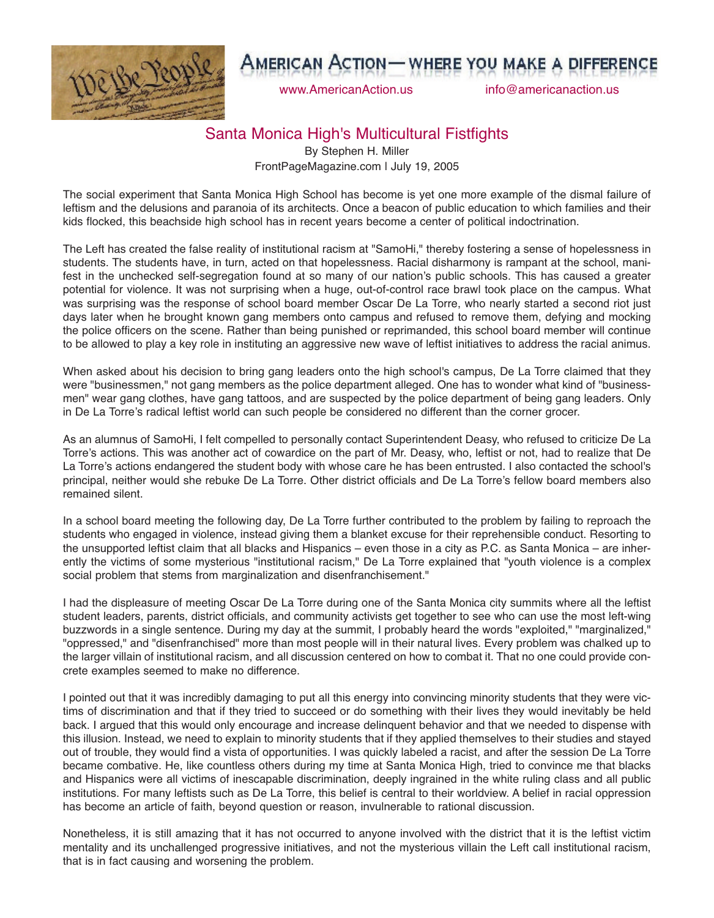# American Action — where you make a difference

www.AmericanAction.us info@americanaction.us

## Santa Monica High's Multicultural Fistfights

By Stephen H. Miller
FrontPageMagazine.com | July 19, 2005

The social experiment that Santa Monica High School has become is yet one more example of the dismal failure of leftism and the delusions and paranoia of its architects. Once a beacon of public education to which families and their kids flocked, this beachside high school has in recent years become a center of political indoctrination.

The Left has created the false reality of institutional racism at "SamoHi," thereby fostering a sense of hopelessness in students. The students have, in turn, acted on that hopelessness. Racial disharmony is rampant at the school, manifest in the unchecked self-segregation found at so many of our nation's public schools. This has caused a greater potential for violence. It was not surprising when a huge, out-of-control race brawl took place on the campus. What was surprising was the response of school board member Oscar De La Torre, who nearly started a second riot just days later when he brought known gang members onto campus and refused to remove them, defying and mocking the police officers on the scene. Rather than being punished or reprimanded, this school board member will continue to be allowed to play a key role in instituting an aggressive new wave of leftist initiatives to address the racial animus.

When asked about his decision to bring gang leaders onto the high school's campus, De La Torre claimed that they were "businessmen," not gang members as the police department alleged. One has to wonder what kind of "businessmen" wear gang clothes, have gang tattoos, and are suspected by the police department of being gang leaders. Only in De La Torre's radical leftist world can such people be considered no different than the corner grocer.

As an alumnus of SamoHi, I felt compelled to personally contact Superintendent Deasy, who refused to criticize De La Torre's actions. This was another act of cowardice on the part of Mr. Deasy, who, leftist or not, had to realize that De La Torre's actions endangered the student body with whose care he has been entrusted. I also contacted the school's principal, neither would she rebuke De La Torre. Other district officials and De La Torre's fellow board members also remained silent.

In a school board meeting the following day, De La Torre further contributed to the problem by failing to reproach the students who engaged in violence, instead giving them a blanket excuse for their reprehensible conduct. Resorting to the unsupported leftist claim that all blacks and Hispanics – even those in a city as P.C. as Santa Monica – are inherently the victims of some mysterious "institutional racism," De La Torre explained that "youth violence is a complex social problem that stems from marginalization and disenfranchisement."

I had the displeasure of meeting Oscar De La Torre during one of the Santa Monica city summits where all the leftist student leaders, parents, district officials, and community activists get together to see who can use the most left-wing buzzwords in a single sentence. During my day at the summit, I probably heard the words "exploited," "marginalized," "oppressed," and "disenfranchised" more than most people will in their natural lives. Every problem was chalked up to the larger villain of institutional racism, and all discussion centered on how to combat it. That no one could provide concrete examples seemed to make no difference.

I pointed out that it was incredibly damaging to put all this energy into convincing minority students that they were victims of discrimination and that if they tried to succeed or do something with their lives they would inevitably be held back. I argued that this would only encourage and increase delinquent behavior and that we needed to dispense with this illusion. Instead, we need to explain to minority students that if they applied themselves to their studies and stayed out of trouble, they would find a vista of opportunities. I was quickly labeled a racist, and after the session De La Torre became combative. He, like countless others during my time at Santa Monica High, tried to convince me that blacks and Hispanics were all victims of inescapable discrimination, deeply ingrained in the white ruling class and all public institutions. For many leftists such as De La Torre, this belief is central to their worldview. A belief in racial oppression has become an article of faith, beyond question or reason, invulnerable to rational discussion.

Nonetheless, it is still amazing that it has not occurred to anyone involved with the district that it is the leftist victim mentality and its unchallenged progressive initiatives, and not the mysterious villain the Left call institutional racism, that is in fact causing and worsening the problem.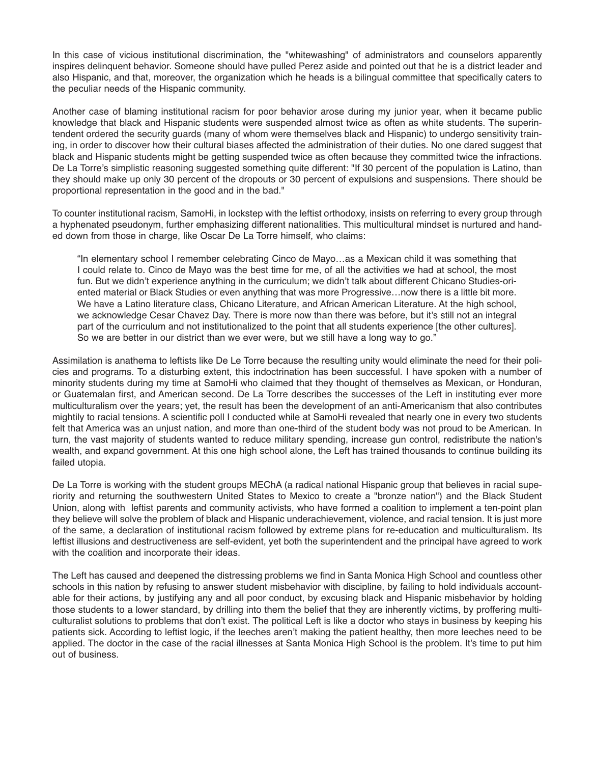In this case of vicious institutional discrimination, the "whitewashing" of administrators and counselors apparently inspires delinquent behavior. Someone should have pulled Perez aside and pointed out that he is a district leader and also Hispanic, and that, moreover, the organization which he heads is a bilingual committee that specifically caters to the peculiar needs of the Hispanic community.

Another case of blaming institutional racism for poor behavior arose during my junior year, when it became public knowledge that black and Hispanic students were suspended almost twice as often as white students. The superintendent ordered the security guards (many of whom were themselves black and Hispanic) to undergo sensitivity training, in order to discover how their cultural biases affected the administration of their duties. No one dared suggest that black and Hispanic students might be getting suspended twice as often because they committed twice the infractions. De La Torre's simplistic reasoning suggested something quite different: "If 30 percent of the population is Latino, than they should make up only 30 percent of the dropouts or 30 percent of expulsions and suspensions. There should be proportional representation in the good and in the bad."

To counter institutional racism, SamoHi, in lockstep with the leftist orthodoxy, insists on referring to every group through a hyphenated pseudonym, further emphasizing different nationalities. This multicultural mindset is nurtured and handed down from those in charge, like Oscar De La Torre himself, who claims:

> "In elementary school I remember celebrating Cinco de Mayo…as a Mexican child it was something that I could relate to. Cinco de Mayo was the best time for me, of all the activities we had at school, the most fun. But we didn't experience anything in the curriculum; we didn't talk about different Chicano Studies-oriented material or Black Studies or even anything that was more Progressive…now there is a little bit more. We have a Latino literature class, Chicano Literature, and African American Literature. At the high school, we acknowledge Cesar Chavez Day. There is more now than there was before, but it's still not an integral part of the curriculum and not institutionalized to the point that all students experience [the other cultures]. So we are better in our district than we ever were, but we still have a long way to go."

Assimilation is anathema to leftists like De Le Torre because the resulting unity would eliminate the need for their policies and programs. To a disturbing extent, this indoctrination has been successful. I have spoken with a number of minority students during my time at SamoHi who claimed that they thought of themselves as Mexican, or Honduran, or Guatemalan first, and American second. De La Torre describes the successes of the Left in instituting ever more multiculturalism over the years; yet, the result has been the development of an anti-Americanism that also contributes mightily to racial tensions. A scientific poll I conducted while at SamoHi revealed that nearly one in every two students felt that America was an unjust nation, and more than one-third of the student body was not proud to be American. In turn, the vast majority of students wanted to reduce military spending, increase gun control, redistribute the nation's wealth, and expand government. At this one high school alone, the Left has trained thousands to continue building its failed utopia.

De La Torre is working with the student groups MEChA (a radical national Hispanic group that believes in racial superiority and returning the southwestern United States to Mexico to create a "bronze nation") and the Black Student Union, along with leftist parents and community activists, who have formed a coalition to implement a ten-point plan they believe will solve the problem of black and Hispanic underachievement, violence, and racial tension. It is just more of the same, a declaration of institutional racism followed by extreme plans for re-education and multiculturalism. Its leftist illusions and destructiveness are self-evident, yet both the superintendent and the principal have agreed to work with the coalition and incorporate their ideas.

The Left has caused and deepened the distressing problems we find in Santa Monica High School and countless other schools in this nation by refusing to answer student misbehavior with discipline, by failing to hold individuals accountable for their actions, by justifying any and all poor conduct, by excusing black and Hispanic misbehavior by holding those students to a lower standard, by drilling into them the belief that they are inherently victims, by proffering multiculturalist solutions to problems that don't exist. The political Left is like a doctor who stays in business by keeping his patients sick. According to leftist logic, if the leeches aren't making the patient healthy, then more leeches need to be applied. The doctor in the case of the racial illnesses at Santa Monica High School is the problem. It's time to put him out of business.